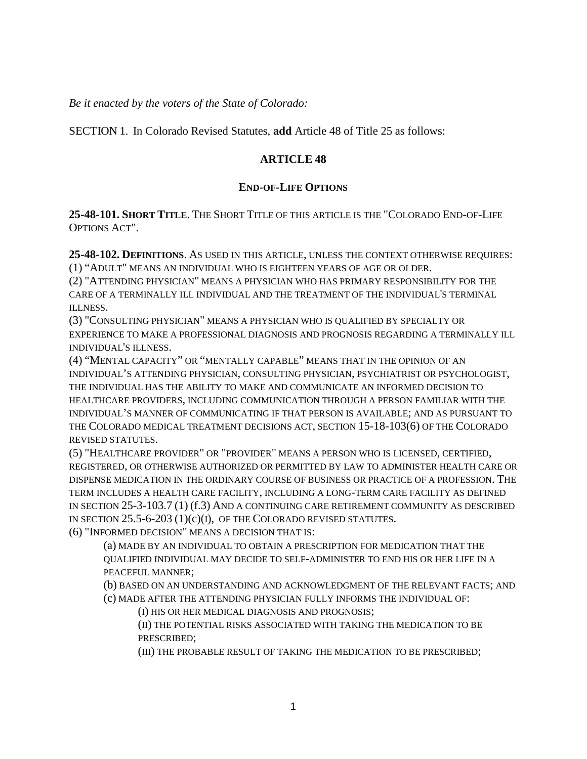*Be it enacted by the voters of the State of Colorado:*

SECTION 1. In Colorado Revised Statutes, **add** Article 48 of Title 25 as follows:

## ARTICLE 48

### END-OF-LIFE OPTIONS

**25-48-101. SHORT TITLE**. THE SHORT TITLE OF THIS ARTICLE IS THE "COLORADO END-OF-LIFE OPTIONS ACT".

**25-48-102. DEFINITIONS**. AS USED IN THIS ARTICLE, UNLESS THE CONTEXT OTHERWISE REQUIRES:

(1) "ADULT" MEANS AN INDIVIDUAL WHO IS EIGHTEEN YEARS OF AGE OR OLDER.

(2) "ATTENDING PHYSICIAN" MEANS A PHYSICIAN WHO HAS PRIMARY RESPONSIBILITY FOR THE CARE OF A TERMINALLY ILL INDIVIDUAL AND THE TREATMENT OF THE INDIVIDUAL'S TERMINAL ILLNESS.

(3) "CONSULTING PHYSICIAN" MEANS A PHYSICIAN WHO IS QUALIFIED BY SPECIALTY OR EXPERIENCE TO MAKE A PROFESSIONAL DIAGNOSIS AND PROGNOSIS REGARDING A TERMINALLY ILL INDIVIDUAL'S ILLNESS.

(4) "MENTAL CAPACITY" OR "MENTALLY CAPABLE" MEANS THAT IN THE OPINION OF AN INDIVIDUAL'S ATTENDING PHYSICIAN, CONSULTING PHYSICIAN, PSYCHIATRIST OR PSYCHOLOGIST, THE INDIVIDUAL HAS THE ABILITY TO MAKE AND COMMUNICATE AN INFORMED DECISION TO HEALTHCARE PROVIDERS, INCLUDING COMMUNICATION THROUGH A PERSON FAMILIAR WITH THE INDIVIDUAL'S MANNER OF COMMUNICATING IF THAT PERSON IS AVAILABLE; AND AS PURSUANT TO THE COLORADO MEDICAL TREATMENT DECISIONS ACT, SECTION 15-18-103(6) OF THE COLORADO REVISED STATUTES.

(5) "HEALTHCARE PROVIDER" OR "PROVIDER" MEANS A PERSON WHO IS LICENSED, CERTIFIED, REGISTERED, OR OTHERWISE AUTHORIZED OR PERMITTED BY LAW TO ADMINISTER HEALTH CARE OR DISPENSE MEDICATION IN THE ORDINARY COURSE OF BUSINESS OR PRACTICE OF A PROFESSION. THE TERM INCLUDES A HEALTH CARE FACILITY, INCLUDING A LONG-TERM CARE FACILITY AS DEFINED IN SECTION 25-3-103.7 (1) (f.3) AND A CONTINUING CARE RETIREMENT COMMUNITY AS DESCRIBED IN SECTION 25.5-6-203 (1)(c)(I), OF THE COLORADO REVISED STATUTES.

(6) "INFORMED DECISION" MEANS A DECISION THAT IS:

> (a) MADE BY AN INDIVIDUAL TO OBTAIN A PRESCRIPTION FOR MEDICATION THAT THE QUALIFIED INDIVIDUAL MAY DECIDE TO SELF-ADMINISTER TO END HIS OR HER LIFE IN A PEACEFUL MANNER;
>
> (b) BASED ON AN UNDERSTANDING AND ACKNOWLEDGMENT OF THE RELEVANT FACTS; AND
>
> (c) MADE AFTER THE ATTENDING PHYSICIAN FULLY INFORMS THE INDIVIDUAL OF:
>
> > (I) HIS OR HER MEDICAL DIAGNOSIS AND PROGNOSIS;
> >
> > (II) THE POTENTIAL RISKS ASSOCIATED WITH TAKING THE MEDICATION TO BE PRESCRIBED;
> >
> > (III) THE PROBABLE RESULT OF TAKING THE MEDICATION TO BE PRESCRIBED;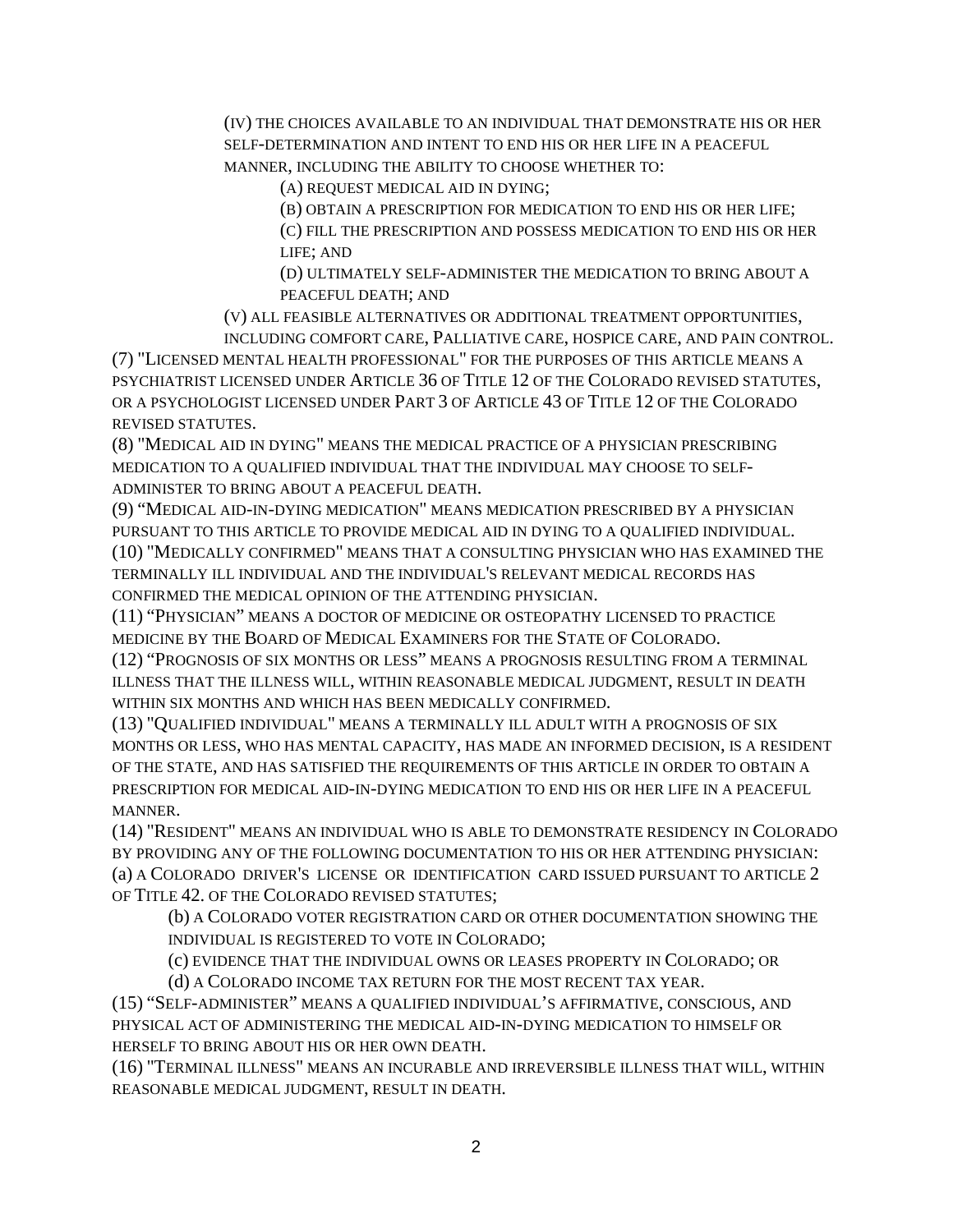(IV) THE CHOICES AVAILABLE TO AN INDIVIDUAL THAT DEMONSTRATE HIS OR HER SELF-DETERMINATION AND INTENT TO END HIS OR HER LIFE IN A PEACEFUL MANNER, INCLUDING THE ABILITY TO CHOOSE WHETHER TO:

(A) REQUEST MEDICAL AID IN DYING;

(B) OBTAIN A PRESCRIPTION FOR MEDICATION TO END HIS OR HER LIFE;

(C) FILL THE PRESCRIPTION AND POSSESS MEDICATION TO END HIS OR HER LIFE; AND

(D) ULTIMATELY SELF-ADMINISTER THE MEDICATION TO BRING ABOUT A PEACEFUL DEATH; AND

(V) ALL FEASIBLE ALTERNATIVES OR ADDITIONAL TREATMENT OPPORTUNITIES, INCLUDING COMFORT CARE, PALLIATIVE CARE, HOSPICE CARE, AND PAIN CONTROL.

(7) "LICENSED MENTAL HEALTH PROFESSIONAL" FOR THE PURPOSES OF THIS ARTICLE MEANS A PSYCHIATRIST LICENSED UNDER ARTICLE 36 OF TITLE 12 OF THE COLORADO REVISED STATUTES, OR A PSYCHOLOGIST LICENSED UNDER PART 3 OF ARTICLE 43 OF TITLE 12 OF THE COLORADO REVISED STATUTES.

(8) "MEDICAL AID IN DYING" MEANS THE MEDICAL PRACTICE OF A PHYSICIAN PRESCRIBING MEDICATION TO A QUALIFIED INDIVIDUAL THAT THE INDIVIDUAL MAY CHOOSE TO SELF-ADMINISTER TO BRING ABOUT A PEACEFUL DEATH.

(9) "MEDICAL AID-IN-DYING MEDICATION" MEANS MEDICATION PRESCRIBED BY A PHYSICIAN PURSUANT TO THIS ARTICLE TO PROVIDE MEDICAL AID IN DYING TO A QUALIFIED INDIVIDUAL.

(10) "MEDICALLY CONFIRMED" MEANS THAT A CONSULTING PHYSICIAN WHO HAS EXAMINED THE TERMINALLY ILL INDIVIDUAL AND THE INDIVIDUAL'S RELEVANT MEDICAL RECORDS HAS CONFIRMED THE MEDICAL OPINION OF THE ATTENDING PHYSICIAN.

(11) "PHYSICIAN" MEANS A DOCTOR OF MEDICINE OR OSTEOPATHY LICENSED TO PRACTICE MEDICINE BY THE BOARD OF MEDICAL EXAMINERS FOR THE STATE OF COLORADO.

(12) "PROGNOSIS OF SIX MONTHS OR LESS" MEANS A PROGNOSIS RESULTING FROM A TERMINAL ILLNESS THAT THE ILLNESS WILL, WITHIN REASONABLE MEDICAL JUDGMENT, RESULT IN DEATH WITHIN SIX MONTHS AND WHICH HAS BEEN MEDICALLY CONFIRMED.

(13) "QUALIFIED INDIVIDUAL" MEANS A TERMINALLY ILL ADULT WITH A PROGNOSIS OF SIX MONTHS OR LESS, WHO HAS MENTAL CAPACITY, HAS MADE AN INFORMED DECISION, IS A RESIDENT OF THE STATE, AND HAS SATISFIED THE REQUIREMENTS OF THIS ARTICLE IN ORDER TO OBTAIN A PRESCRIPTION FOR MEDICAL AID-IN-DYING MEDICATION TO END HIS OR HER LIFE IN A PEACEFUL MANNER.

(14) "RESIDENT" MEANS AN INDIVIDUAL WHO IS ABLE TO DEMONSTRATE RESIDENCY IN COLORADO BY PROVIDING ANY OF THE FOLLOWING DOCUMENTATION TO HIS OR HER ATTENDING PHYSICIAN:

(a) A COLORADO DRIVER'S LICENSE OR IDENTIFICATION CARD ISSUED PURSUANT TO ARTICLE 2 OF TITLE 42. OF THE COLORADO REVISED STATUTES;

(b) A COLORADO VOTER REGISTRATION CARD OR OTHER DOCUMENTATION SHOWING THE INDIVIDUAL IS REGISTERED TO VOTE IN COLORADO;

(c) EVIDENCE THAT THE INDIVIDUAL OWNS OR LEASES PROPERTY IN COLORADO; OR

(d) A COLORADO INCOME TAX RETURN FOR THE MOST RECENT TAX YEAR.

(15) "SELF-ADMINISTER" MEANS A QUALIFIED INDIVIDUAL'S AFFIRMATIVE, CONSCIOUS, AND PHYSICAL ACT OF ADMINISTERING THE MEDICAL AID-IN-DYING MEDICATION TO HIMSELF OR HERSELF TO BRING ABOUT HIS OR HER OWN DEATH.

(16) "TERMINAL ILLNESS" MEANS AN INCURABLE AND IRREVERSIBLE ILLNESS THAT WILL, WITHIN REASONABLE MEDICAL JUDGMENT, RESULT IN DEATH.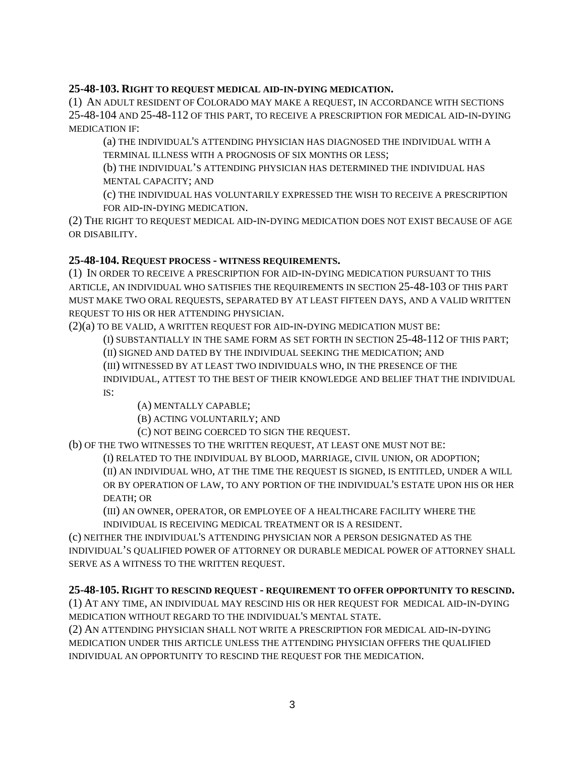**25-48-103. RIGHT TO REQUEST MEDICAL AID-IN-DYING MEDICATION.**

(1) AN ADULT RESIDENT OF COLORADO MAY MAKE A REQUEST, IN ACCORDANCE WITH SECTIONS 25-48-104 AND 25-48-112 OF THIS PART, TO RECEIVE A PRESCRIPTION FOR MEDICAL AID-IN-DYING MEDICATION IF:

(a) THE INDIVIDUAL'S ATTENDING PHYSICIAN HAS DIAGNOSED THE INDIVIDUAL WITH A TERMINAL ILLNESS WITH A PROGNOSIS OF SIX MONTHS OR LESS;

(b) THE INDIVIDUAL'S ATTENDING PHYSICIAN HAS DETERMINED THE INDIVIDUAL HAS MENTAL CAPACITY; AND

(c) THE INDIVIDUAL HAS VOLUNTARILY EXPRESSED THE WISH TO RECEIVE A PRESCRIPTION FOR AID-IN-DYING MEDICATION.

(2) THE RIGHT TO REQUEST MEDICAL AID-IN-DYING MEDICATION DOES NOT EXIST BECAUSE OF AGE OR DISABILITY.

**25-48-104. REQUEST PROCESS - WITNESS REQUIREMENTS.**

(1) IN ORDER TO RECEIVE A PRESCRIPTION FOR AID-IN-DYING MEDICATION PURSUANT TO THIS ARTICLE, AN INDIVIDUAL WHO SATISFIES THE REQUIREMENTS IN SECTION 25-48-103 OF THIS PART MUST MAKE TWO ORAL REQUESTS, SEPARATED BY AT LEAST FIFTEEN DAYS, AND A VALID WRITTEN REQUEST TO HIS OR HER ATTENDING PHYSICIAN.

(2)(a) TO BE VALID, A WRITTEN REQUEST FOR AID-IN-DYING MEDICATION MUST BE:

(I) SUBSTANTIALLY IN THE SAME FORM AS SET FORTH IN SECTION 25-48-112 OF THIS PART;

(II) SIGNED AND DATED BY THE INDIVIDUAL SEEKING THE MEDICATION; AND

(III) WITNESSED BY AT LEAST TWO INDIVIDUALS WHO, IN THE PRESENCE OF THE INDIVIDUAL, ATTEST TO THE BEST OF THEIR KNOWLEDGE AND BELIEF THAT THE INDIVIDUAL IS:

(A) MENTALLY CAPABLE;

(B) ACTING VOLUNTARILY; AND

(C) NOT BEING COERCED TO SIGN THE REQUEST.

(b) OF THE TWO WITNESSES TO THE WRITTEN REQUEST, AT LEAST ONE MUST NOT BE:

(I) RELATED TO THE INDIVIDUAL BY BLOOD, MARRIAGE, CIVIL UNION, OR ADOPTION;

(II) AN INDIVIDUAL WHO, AT THE TIME THE REQUEST IS SIGNED, IS ENTITLED, UNDER A WILL OR BY OPERATION OF LAW, TO ANY PORTION OF THE INDIVIDUAL'S ESTATE UPON HIS OR HER DEATH; OR

(III) AN OWNER, OPERATOR, OR EMPLOYEE OF A HEALTHCARE FACILITY WHERE THE INDIVIDUAL IS RECEIVING MEDICAL TREATMENT OR IS A RESIDENT.

(c) NEITHER THE INDIVIDUAL'S ATTENDING PHYSICIAN NOR A PERSON DESIGNATED AS THE INDIVIDUAL'S QUALIFIED POWER OF ATTORNEY OR DURABLE MEDICAL POWER OF ATTORNEY SHALL SERVE AS A WITNESS TO THE WRITTEN REQUEST.

**25-48-105. RIGHT TO RESCIND REQUEST - REQUIREMENT TO OFFER OPPORTUNITY TO RESCIND.**

(1) AT ANY TIME, AN INDIVIDUAL MAY RESCIND HIS OR HER REQUEST FOR MEDICAL AID-IN-DYING MEDICATION WITHOUT REGARD TO THE INDIVIDUAL'S MENTAL STATE.

(2) AN ATTENDING PHYSICIAN SHALL NOT WRITE A PRESCRIPTION FOR MEDICAL AID-IN-DYING MEDICATION UNDER THIS ARTICLE UNLESS THE ATTENDING PHYSICIAN OFFERS THE QUALIFIED INDIVIDUAL AN OPPORTUNITY TO RESCIND THE REQUEST FOR THE MEDICATION.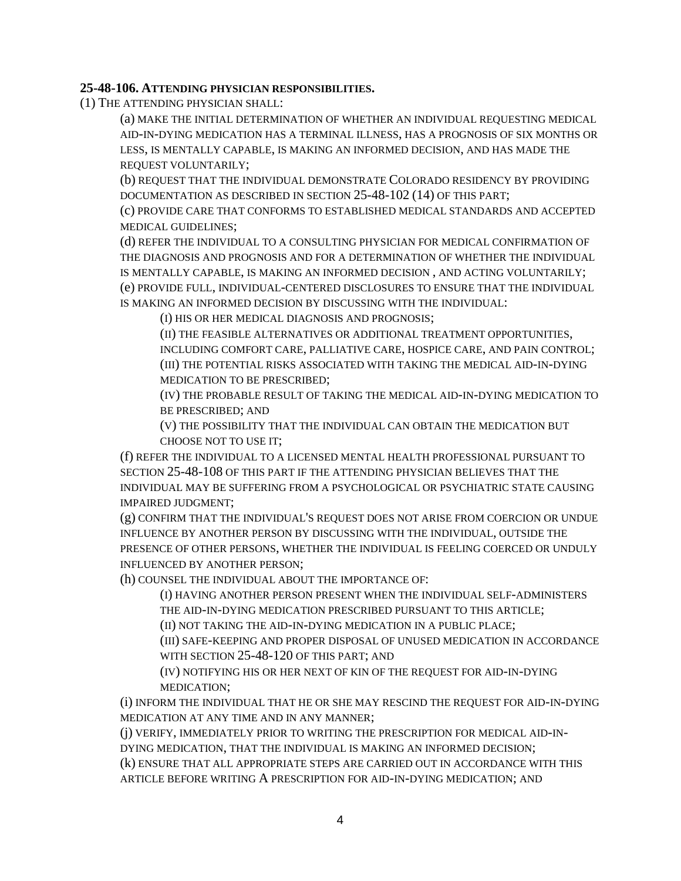**25-48-106. ATTENDING PHYSICIAN RESPONSIBILITIES.**

(1) THE ATTENDING PHYSICIAN SHALL:

(a) MAKE THE INITIAL DETERMINATION OF WHETHER AN INDIVIDUAL REQUESTING MEDICAL AID-IN-DYING MEDICATION HAS A TERMINAL ILLNESS, HAS A PROGNOSIS OF SIX MONTHS OR LESS, IS MENTALLY CAPABLE, IS MAKING AN INFORMED DECISION, AND HAS MADE THE REQUEST VOLUNTARILY;

(b) REQUEST THAT THE INDIVIDUAL DEMONSTRATE COLORADO RESIDENCY BY PROVIDING DOCUMENTATION AS DESCRIBED IN SECTION 25-48-102 (14) OF THIS PART;

(c) PROVIDE CARE THAT CONFORMS TO ESTABLISHED MEDICAL STANDARDS AND ACCEPTED MEDICAL GUIDELINES;

(d) REFER THE INDIVIDUAL TO A CONSULTING PHYSICIAN FOR MEDICAL CONFIRMATION OF THE DIAGNOSIS AND PROGNOSIS AND FOR A DETERMINATION OF WHETHER THE INDIVIDUAL IS MENTALLY CAPABLE, IS MAKING AN INFORMED DECISION , AND ACTING VOLUNTARILY;

(e) PROVIDE FULL, INDIVIDUAL-CENTERED DISCLOSURES TO ENSURE THAT THE INDIVIDUAL IS MAKING AN INFORMED DECISION BY DISCUSSING WITH THE INDIVIDUAL:

(I) HIS OR HER MEDICAL DIAGNOSIS AND PROGNOSIS;

(II) THE FEASIBLE ALTERNATIVES OR ADDITIONAL TREATMENT OPPORTUNITIES, INCLUDING COMFORT CARE, PALLIATIVE CARE, HOSPICE CARE, AND PAIN CONTROL;

(III) THE POTENTIAL RISKS ASSOCIATED WITH TAKING THE MEDICAL AID-IN-DYING MEDICATION TO BE PRESCRIBED;

(IV) THE PROBABLE RESULT OF TAKING THE MEDICAL AID-IN-DYING MEDICATION TO BE PRESCRIBED; AND

(V) THE POSSIBILITY THAT THE INDIVIDUAL CAN OBTAIN THE MEDICATION BUT CHOOSE NOT TO USE IT;

(f) REFER THE INDIVIDUAL TO A LICENSED MENTAL HEALTH PROFESSIONAL PURSUANT TO SECTION 25-48-108 OF THIS PART IF THE ATTENDING PHYSICIAN BELIEVES THAT THE INDIVIDUAL MAY BE SUFFERING FROM A PSYCHOLOGICAL OR PSYCHIATRIC STATE CAUSING IMPAIRED JUDGMENT;

(g) CONFIRM THAT THE INDIVIDUAL'S REQUEST DOES NOT ARISE FROM COERCION OR UNDUE INFLUENCE BY ANOTHER PERSON BY DISCUSSING WITH THE INDIVIDUAL, OUTSIDE THE PRESENCE OF OTHER PERSONS, WHETHER THE INDIVIDUAL IS FEELING COERCED OR UNDULY INFLUENCED BY ANOTHER PERSON;

(h) COUNSEL THE INDIVIDUAL ABOUT THE IMPORTANCE OF:

(I) HAVING ANOTHER PERSON PRESENT WHEN THE INDIVIDUAL SELF-ADMINISTERS THE AID-IN-DYING MEDICATION PRESCRIBED PURSUANT TO THIS ARTICLE;

(II) NOT TAKING THE AID-IN-DYING MEDICATION IN A PUBLIC PLACE;

(III) SAFE-KEEPING AND PROPER DISPOSAL OF UNUSED MEDICATION IN ACCORDANCE WITH SECTION 25-48-120 OF THIS PART; AND

(IV) NOTIFYING HIS OR HER NEXT OF KIN OF THE REQUEST FOR AID-IN-DYING MEDICATION;

(i) INFORM THE INDIVIDUAL THAT HE OR SHE MAY RESCIND THE REQUEST FOR AID-IN-DYING MEDICATION AT ANY TIME AND IN ANY MANNER;

(j) VERIFY, IMMEDIATELY PRIOR TO WRITING THE PRESCRIPTION FOR MEDICAL AID-IN-DYING MEDICATION, THAT THE INDIVIDUAL IS MAKING AN INFORMED DECISION;

(k) ENSURE THAT ALL APPROPRIATE STEPS ARE CARRIED OUT IN ACCORDANCE WITH THIS ARTICLE BEFORE WRITING A PRESCRIPTION FOR AID-IN-DYING MEDICATION; AND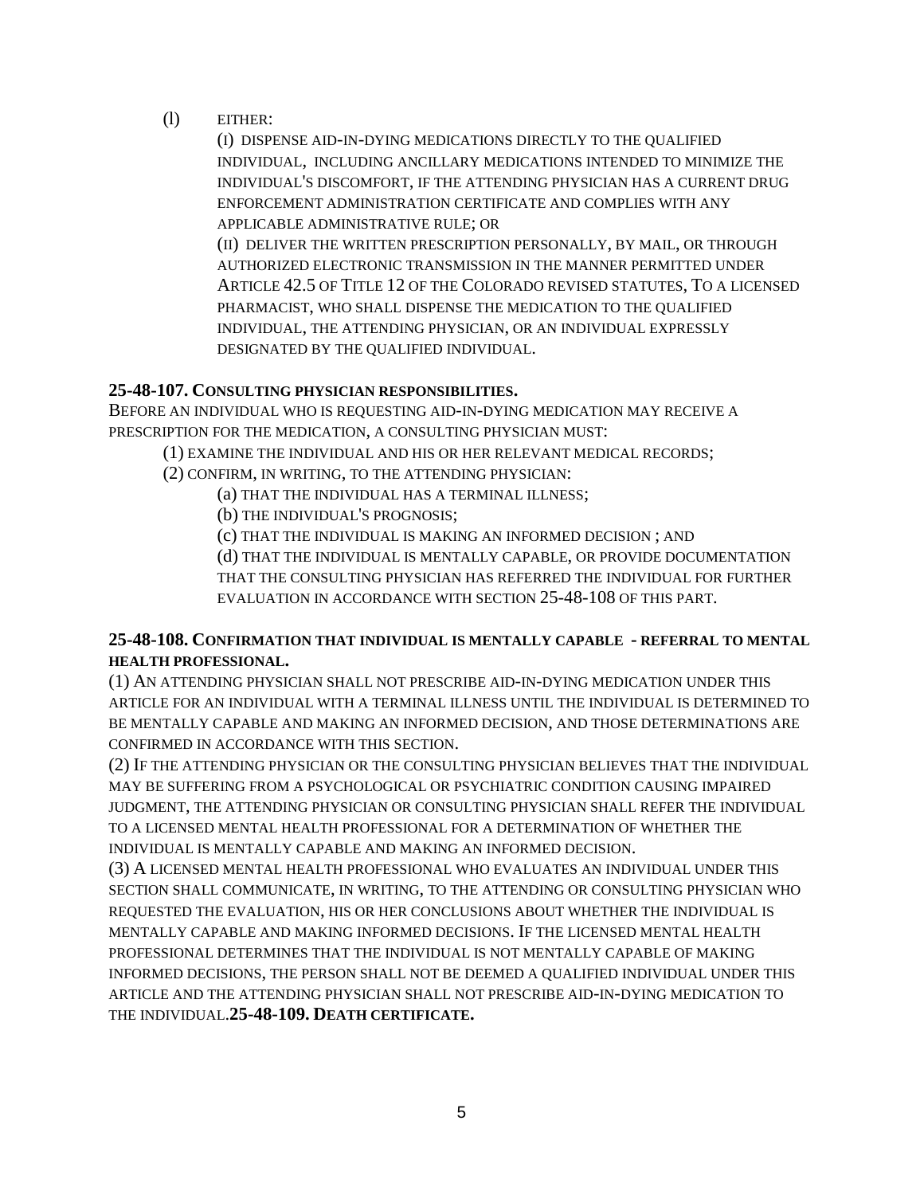(l) EITHER:

(I) DISPENSE AID-IN-DYING MEDICATIONS DIRECTLY TO THE QUALIFIED INDIVIDUAL, INCLUDING ANCILLARY MEDICATIONS INTENDED TO MINIMIZE THE INDIVIDUAL'S DISCOMFORT, IF THE ATTENDING PHYSICIAN HAS A CURRENT DRUG ENFORCEMENT ADMINISTRATION CERTIFICATE AND COMPLIES WITH ANY APPLICABLE ADMINISTRATIVE RULE; OR

(II) DELIVER THE WRITTEN PRESCRIPTION PERSONALLY, BY MAIL, OR THROUGH AUTHORIZED ELECTRONIC TRANSMISSION IN THE MANNER PERMITTED UNDER ARTICLE 42.5 OF TITLE 12 OF THE COLORADO REVISED STATUTES, TO A LICENSED PHARMACIST, WHO SHALL DISPENSE THE MEDICATION TO THE QUALIFIED INDIVIDUAL, THE ATTENDING PHYSICIAN, OR AN INDIVIDUAL EXPRESSLY DESIGNATED BY THE QUALIFIED INDIVIDUAL.

**25-48-107. CONSULTING PHYSICIAN RESPONSIBILITIES.**

BEFORE AN INDIVIDUAL WHO IS REQUESTING AID-IN-DYING MEDICATION MAY RECEIVE A PRESCRIPTION FOR THE MEDICATION, A CONSULTING PHYSICIAN MUST:

(1) EXAMINE THE INDIVIDUAL AND HIS OR HER RELEVANT MEDICAL RECORDS;

(2) CONFIRM, IN WRITING, TO THE ATTENDING PHYSICIAN:

(a) THAT THE INDIVIDUAL HAS A TERMINAL ILLNESS;

(b) THE INDIVIDUAL'S PROGNOSIS;

(c) THAT THE INDIVIDUAL IS MAKING AN INFORMED DECISION ; AND

(d) THAT THE INDIVIDUAL IS MENTALLY CAPABLE, OR PROVIDE DOCUMENTATION THAT THE CONSULTING PHYSICIAN HAS REFERRED THE INDIVIDUAL FOR FURTHER EVALUATION IN ACCORDANCE WITH SECTION 25-48-108 OF THIS PART.

**25-48-108. CONFIRMATION THAT INDIVIDUAL IS MENTALLY CAPABLE - REFERRAL TO MENTAL HEALTH PROFESSIONAL.**

(1) AN ATTENDING PHYSICIAN SHALL NOT PRESCRIBE AID-IN-DYING MEDICATION UNDER THIS ARTICLE FOR AN INDIVIDUAL WITH A TERMINAL ILLNESS UNTIL THE INDIVIDUAL IS DETERMINED TO BE MENTALLY CAPABLE AND MAKING AN INFORMED DECISION, AND THOSE DETERMINATIONS ARE CONFIRMED IN ACCORDANCE WITH THIS SECTION.

(2) IF THE ATTENDING PHYSICIAN OR THE CONSULTING PHYSICIAN BELIEVES THAT THE INDIVIDUAL MAY BE SUFFERING FROM A PSYCHOLOGICAL OR PSYCHIATRIC CONDITION CAUSING IMPAIRED JUDGMENT, THE ATTENDING PHYSICIAN OR CONSULTING PHYSICIAN SHALL REFER THE INDIVIDUAL TO A LICENSED MENTAL HEALTH PROFESSIONAL FOR A DETERMINATION OF WHETHER THE INDIVIDUAL IS MENTALLY CAPABLE AND MAKING AN INFORMED DECISION.

(3) A LICENSED MENTAL HEALTH PROFESSIONAL WHO EVALUATES AN INDIVIDUAL UNDER THIS SECTION SHALL COMMUNICATE, IN WRITING, TO THE ATTENDING OR CONSULTING PHYSICIAN WHO REQUESTED THE EVALUATION, HIS OR HER CONCLUSIONS ABOUT WHETHER THE INDIVIDUAL IS MENTALLY CAPABLE AND MAKING INFORMED DECISIONS. IF THE LICENSED MENTAL HEALTH PROFESSIONAL DETERMINES THAT THE INDIVIDUAL IS NOT MENTALLY CAPABLE OF MAKING INFORMED DECISIONS, THE PERSON SHALL NOT BE DEEMED A QUALIFIED INDIVIDUAL UNDER THIS ARTICLE AND THE ATTENDING PHYSICIAN SHALL NOT PRESCRIBE AID-IN-DYING MEDICATION TO THE INDIVIDUAL.

**25-48-109. DEATH CERTIFICATE.**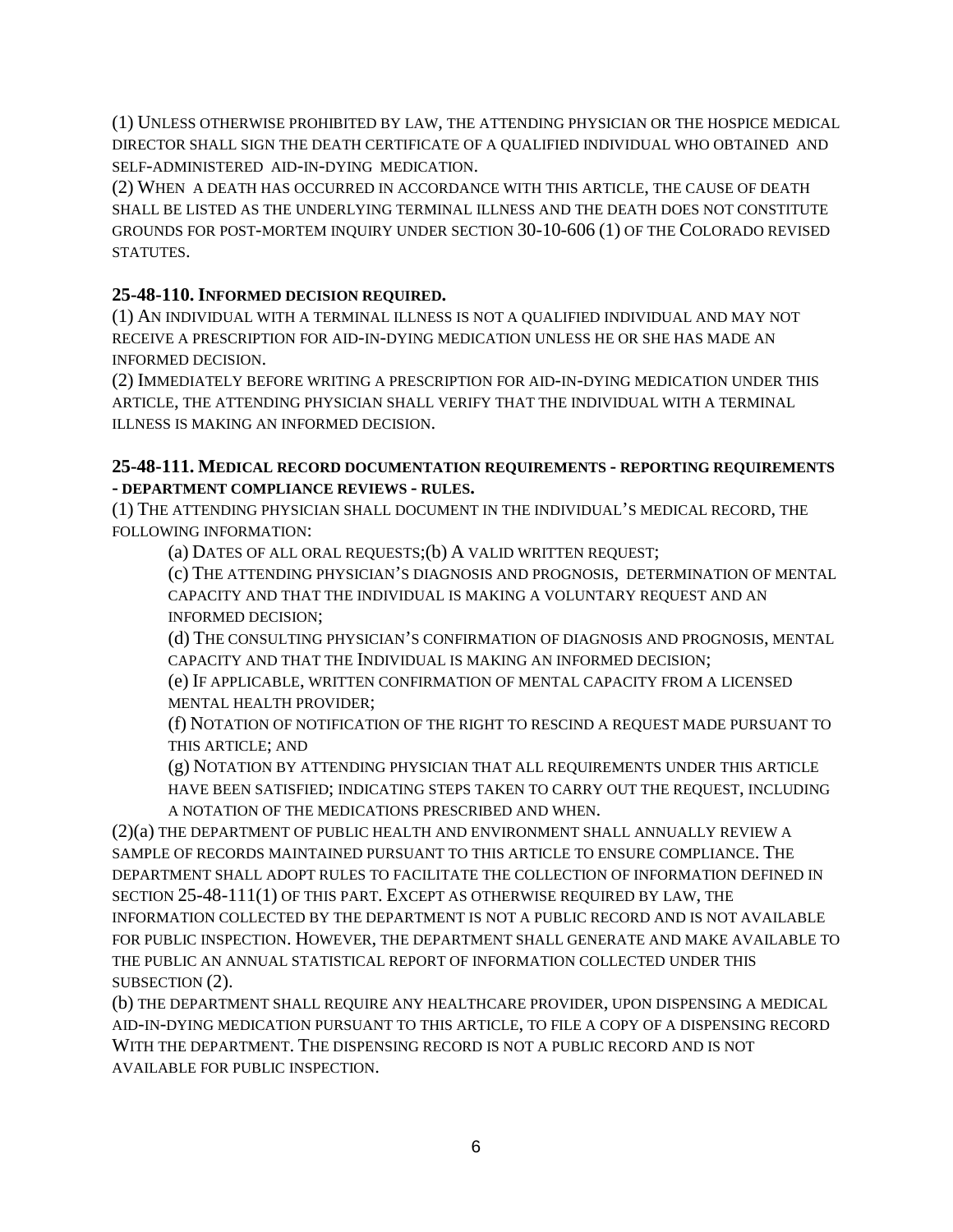(1) UNLESS OTHERWISE PROHIBITED BY LAW, THE ATTENDING PHYSICIAN OR THE HOSPICE MEDICAL DIRECTOR SHALL SIGN THE DEATH CERTIFICATE OF A QUALIFIED INDIVIDUAL WHO OBTAINED AND SELF-ADMINISTERED AID-IN-DYING MEDICATION.

(2) WHEN A DEATH HAS OCCURRED IN ACCORDANCE WITH THIS ARTICLE, THE CAUSE OF DEATH SHALL BE LISTED AS THE UNDERLYING TERMINAL ILLNESS AND THE DEATH DOES NOT CONSTITUTE GROUNDS FOR POST-MORTEM INQUIRY UNDER SECTION 30-10-606 (1) OF THE COLORADO REVISED STATUTES.

**25-48-110. INFORMED DECISION REQUIRED.**

(1) AN INDIVIDUAL WITH A TERMINAL ILLNESS IS NOT A QUALIFIED INDIVIDUAL AND MAY NOT RECEIVE A PRESCRIPTION FOR AID-IN-DYING MEDICATION UNLESS HE OR SHE HAS MADE AN INFORMED DECISION.

(2) IMMEDIATELY BEFORE WRITING A PRESCRIPTION FOR AID-IN-DYING MEDICATION UNDER THIS ARTICLE, THE ATTENDING PHYSICIAN SHALL VERIFY THAT THE INDIVIDUAL WITH A TERMINAL ILLNESS IS MAKING AN INFORMED DECISION.

**25-48-111. MEDICAL RECORD DOCUMENTATION REQUIREMENTS - REPORTING REQUIREMENTS - DEPARTMENT COMPLIANCE REVIEWS - RULES.**

(1) THE ATTENDING PHYSICIAN SHALL DOCUMENT IN THE INDIVIDUAL'S MEDICAL RECORD, THE FOLLOWING INFORMATION:

> (a) DATES OF ALL ORAL REQUESTS;(b) A VALID WRITTEN REQUEST;
>
> (c) THE ATTENDING PHYSICIAN'S DIAGNOSIS AND PROGNOSIS, DETERMINATION OF MENTAL CAPACITY AND THAT THE INDIVIDUAL IS MAKING A VOLUNTARY REQUEST AND AN INFORMED DECISION;
>
> (d) THE CONSULTING PHYSICIAN'S CONFIRMATION OF DIAGNOSIS AND PROGNOSIS, MENTAL CAPACITY AND THAT THE INDIVIDUAL IS MAKING AN INFORMED DECISION;
>
> (e) IF APPLICABLE, WRITTEN CONFIRMATION OF MENTAL CAPACITY FROM A LICENSED MENTAL HEALTH PROVIDER;
>
> (f) NOTATION OF NOTIFICATION OF THE RIGHT TO RESCIND A REQUEST MADE PURSUANT TO THIS ARTICLE; AND
>
> (g) NOTATION BY ATTENDING PHYSICIAN THAT ALL REQUIREMENTS UNDER THIS ARTICLE HAVE BEEN SATISFIED; INDICATING STEPS TAKEN TO CARRY OUT THE REQUEST, INCLUDING A NOTATION OF THE MEDICATIONS PRESCRIBED AND WHEN.

(2)(a) THE DEPARTMENT OF PUBLIC HEALTH AND ENVIRONMENT SHALL ANNUALLY REVIEW A SAMPLE OF RECORDS MAINTAINED PURSUANT TO THIS ARTICLE TO ENSURE COMPLIANCE. THE DEPARTMENT SHALL ADOPT RULES TO FACILITATE THE COLLECTION OF INFORMATION DEFINED IN SECTION 25-48-111(1) OF THIS PART. EXCEPT AS OTHERWISE REQUIRED BY LAW, THE INFORMATION COLLECTED BY THE DEPARTMENT IS NOT A PUBLIC RECORD AND IS NOT AVAILABLE FOR PUBLIC INSPECTION. HOWEVER, THE DEPARTMENT SHALL GENERATE AND MAKE AVAILABLE TO THE PUBLIC AN ANNUAL STATISTICAL REPORT OF INFORMATION COLLECTED UNDER THIS SUBSECTION (2).

(b) THE DEPARTMENT SHALL REQUIRE ANY HEALTHCARE PROVIDER, UPON DISPENSING A MEDICAL AID-IN-DYING MEDICATION PURSUANT TO THIS ARTICLE, TO FILE A COPY OF A DISPENSING RECORD WITH THE DEPARTMENT. THE DISPENSING RECORD IS NOT A PUBLIC RECORD AND IS NOT AVAILABLE FOR PUBLIC INSPECTION.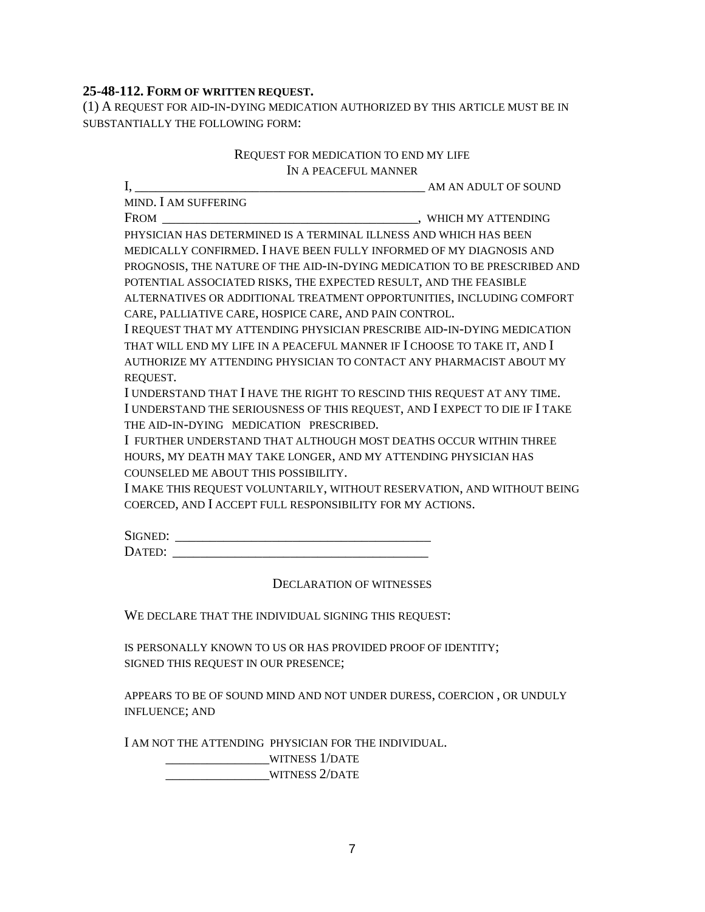**25-48-112. FORM OF WRITTEN REQUEST.**

(1) A REQUEST FOR AID-IN-DYING MEDICATION AUTHORIZED BY THIS ARTICLE MUST BE IN SUBSTANTIALLY THE FOLLOWING FORM:

REQUEST FOR MEDICATION TO END MY LIFE
IN A PEACEFUL MANNER

I, ______________________________________________ AM AN ADULT OF SOUND MIND. I AM SUFFERING FROM ________________________________________, WHICH MY ATTENDING PHYSICIAN HAS DETERMINED IS A TERMINAL ILLNESS AND WHICH HAS BEEN MEDICALLY CONFIRMED. I HAVE BEEN FULLY INFORMED OF MY DIAGNOSIS AND PROGNOSIS, THE NATURE OF THE AID-IN-DYING MEDICATION TO BE PRESCRIBED AND POTENTIAL ASSOCIATED RISKS, THE EXPECTED RESULT, AND THE FEASIBLE ALTERNATIVES OR ADDITIONAL TREATMENT OPPORTUNITIES, INCLUDING COMFORT CARE, PALLIATIVE CARE, HOSPICE CARE, AND PAIN CONTROL.

I REQUEST THAT MY ATTENDING PHYSICIAN PRESCRIBE AID-IN-DYING MEDICATION THAT WILL END MY LIFE IN A PEACEFUL MANNER IF I CHOOSE TO TAKE IT, AND I AUTHORIZE MY ATTENDING PHYSICIAN TO CONTACT ANY PHARMACIST ABOUT MY REQUEST.

I UNDERSTAND THAT I HAVE THE RIGHT TO RESCIND THIS REQUEST AT ANY TIME.

I UNDERSTAND THE SERIOUSNESS OF THIS REQUEST, AND I EXPECT TO DIE IF I TAKE THE AID-IN-DYING MEDICATION PRESCRIBED.

I FURTHER UNDERSTAND THAT ALTHOUGH MOST DEATHS OCCUR WITHIN THREE HOURS, MY DEATH MAY TAKE LONGER, AND MY ATTENDING PHYSICIAN HAS COUNSELED ME ABOUT THIS POSSIBILITY.

I MAKE THIS REQUEST VOLUNTARILY, WITHOUT RESERVATION, AND WITHOUT BEING COERCED, AND I ACCEPT FULL RESPONSIBILITY FOR MY ACTIONS.

SIGNED: ______________________________________

DATED: ______________________________________

DECLARATION OF WITNESSES

WE DECLARE THAT THE INDIVIDUAL SIGNING THIS REQUEST:

IS PERSONALLY KNOWN TO US OR HAS PROVIDED PROOF OF IDENTITY;
SIGNED THIS REQUEST IN OUR PRESENCE;

APPEARS TO BE OF SOUND MIND AND NOT UNDER DURESS, COERCION , OR UNDULY INFLUENCE; AND

I AM NOT THE ATTENDING PHYSICIAN FOR THE INDIVIDUAL.

________________WITNESS 1/DATE

________________WITNESS 2/DATE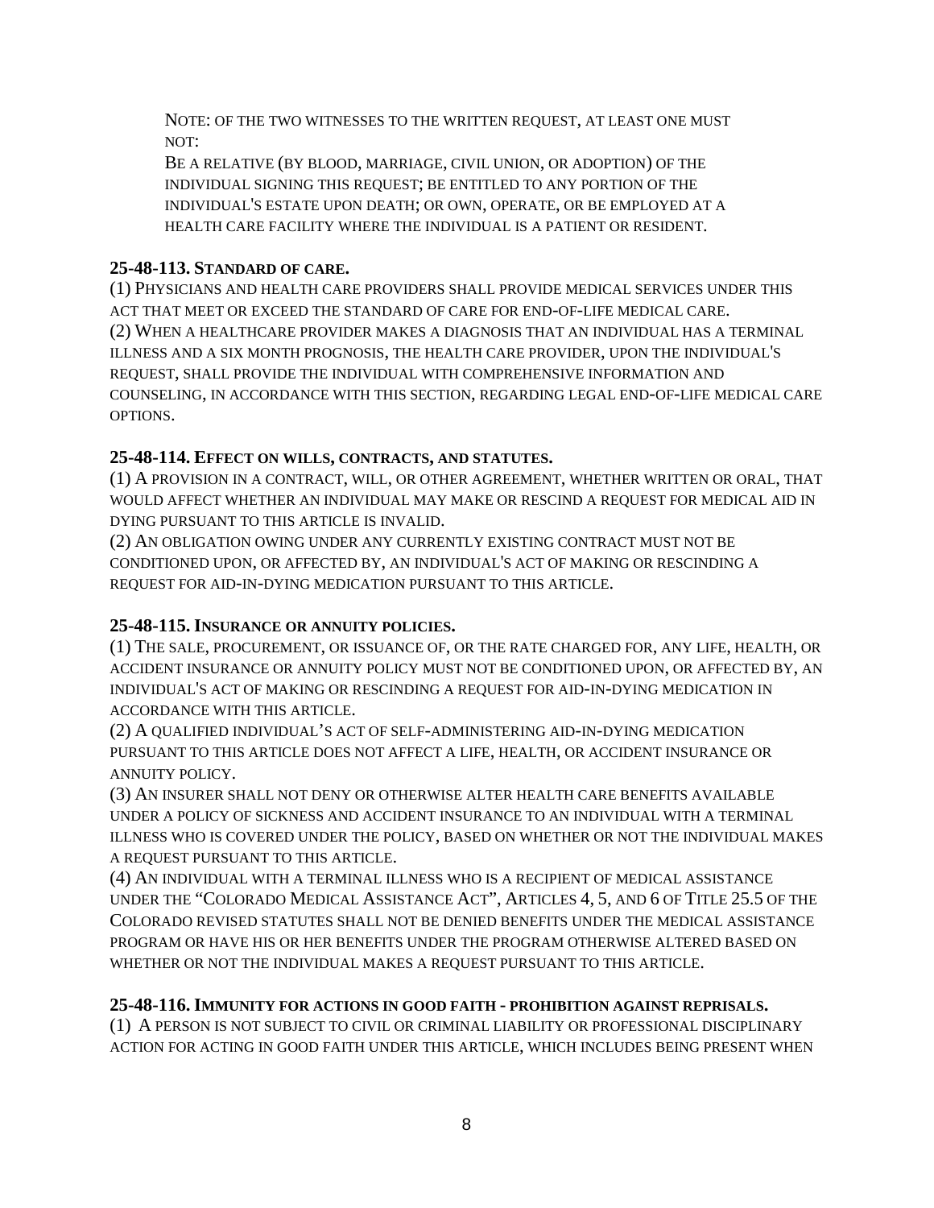NOTE: OF THE TWO WITNESSES TO THE WRITTEN REQUEST, AT LEAST ONE MUST NOT:

BE A RELATIVE (BY BLOOD, MARRIAGE, CIVIL UNION, OR ADOPTION) OF THE INDIVIDUAL SIGNING THIS REQUEST; BE ENTITLED TO ANY PORTION OF THE INDIVIDUAL'S ESTATE UPON DEATH; OR OWN, OPERATE, OR BE EMPLOYED AT A HEALTH CARE FACILITY WHERE THE INDIVIDUAL IS A PATIENT OR RESIDENT.

### 25-48-113. STANDARD OF CARE.

(1) PHYSICIANS AND HEALTH CARE PROVIDERS SHALL PROVIDE MEDICAL SERVICES UNDER THIS ACT THAT MEET OR EXCEED THE STANDARD OF CARE FOR END-OF-LIFE MEDICAL CARE.

(2) WHEN A HEALTHCARE PROVIDER MAKES A DIAGNOSIS THAT AN INDIVIDUAL HAS A TERMINAL ILLNESS AND A SIX MONTH PROGNOSIS, THE HEALTH CARE PROVIDER, UPON THE INDIVIDUAL'S REQUEST, SHALL PROVIDE THE INDIVIDUAL WITH COMPREHENSIVE INFORMATION AND COUNSELING, IN ACCORDANCE WITH THIS SECTION, REGARDING LEGAL END-OF-LIFE MEDICAL CARE OPTIONS.

### 25-48-114. EFFECT ON WILLS, CONTRACTS, AND STATUTES.

(1) A PROVISION IN A CONTRACT, WILL, OR OTHER AGREEMENT, WHETHER WRITTEN OR ORAL, THAT WOULD AFFECT WHETHER AN INDIVIDUAL MAY MAKE OR RESCIND A REQUEST FOR MEDICAL AID IN DYING PURSUANT TO THIS ARTICLE IS INVALID.

(2) AN OBLIGATION OWING UNDER ANY CURRENTLY EXISTING CONTRACT MUST NOT BE CONDITIONED UPON, OR AFFECTED BY, AN INDIVIDUAL'S ACT OF MAKING OR RESCINDING A REQUEST FOR AID-IN-DYING MEDICATION PURSUANT TO THIS ARTICLE.

### 25-48-115. INSURANCE OR ANNUITY POLICIES.

(1) THE SALE, PROCUREMENT, OR ISSUANCE OF, OR THE RATE CHARGED FOR, ANY LIFE, HEALTH, OR ACCIDENT INSURANCE OR ANNUITY POLICY MUST NOT BE CONDITIONED UPON, OR AFFECTED BY, AN INDIVIDUAL'S ACT OF MAKING OR RESCINDING A REQUEST FOR AID-IN-DYING MEDICATION IN ACCORDANCE WITH THIS ARTICLE.

(2) A QUALIFIED INDIVIDUAL'S ACT OF SELF-ADMINISTERING AID-IN-DYING MEDICATION PURSUANT TO THIS ARTICLE DOES NOT AFFECT A LIFE, HEALTH, OR ACCIDENT INSURANCE OR ANNUITY POLICY.

(3) AN INSURER SHALL NOT DENY OR OTHERWISE ALTER HEALTH CARE BENEFITS AVAILABLE UNDER A POLICY OF SICKNESS AND ACCIDENT INSURANCE TO AN INDIVIDUAL WITH A TERMINAL ILLNESS WHO IS COVERED UNDER THE POLICY, BASED ON WHETHER OR NOT THE INDIVIDUAL MAKES A REQUEST PURSUANT TO THIS ARTICLE.

(4) AN INDIVIDUAL WITH A TERMINAL ILLNESS WHO IS A RECIPIENT OF MEDICAL ASSISTANCE UNDER THE "COLORADO MEDICAL ASSISTANCE ACT", ARTICLES 4, 5, AND 6 OF TITLE 25.5 OF THE COLORADO REVISED STATUTES SHALL NOT BE DENIED BENEFITS UNDER THE MEDICAL ASSISTANCE PROGRAM OR HAVE HIS OR HER BENEFITS UNDER THE PROGRAM OTHERWISE ALTERED BASED ON WHETHER OR NOT THE INDIVIDUAL MAKES A REQUEST PURSUANT TO THIS ARTICLE.

### 25-48-116. IMMUNITY FOR ACTIONS IN GOOD FAITH - PROHIBITION AGAINST REPRISALS.

(1) A PERSON IS NOT SUBJECT TO CIVIL OR CRIMINAL LIABILITY OR PROFESSIONAL DISCIPLINARY ACTION FOR ACTING IN GOOD FAITH UNDER THIS ARTICLE, WHICH INCLUDES BEING PRESENT WHEN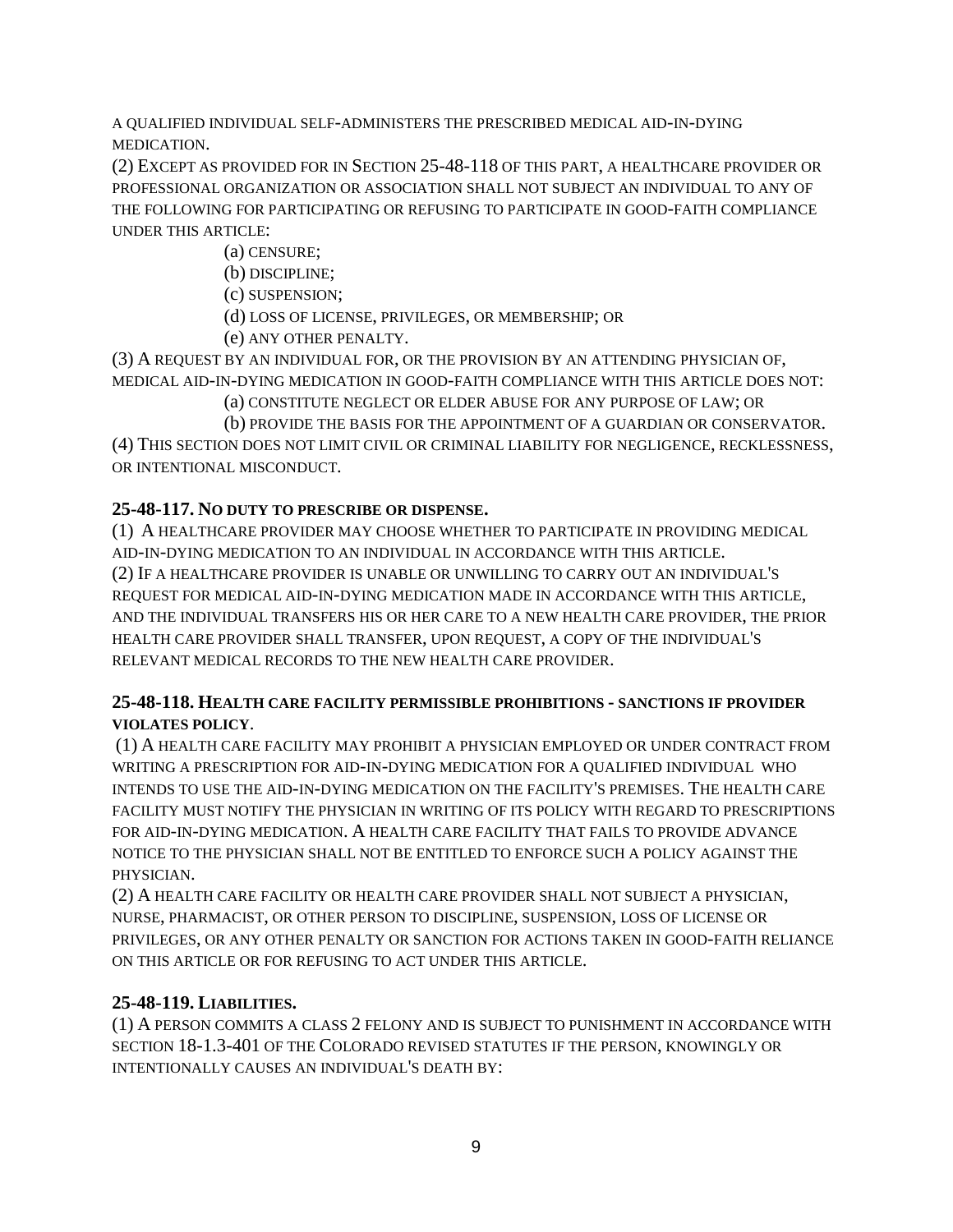A QUALIFIED INDIVIDUAL SELF-ADMINISTERS THE PRESCRIBED MEDICAL AID-IN-DYING MEDICATION.

(2) EXCEPT AS PROVIDED FOR IN SECTION 25-48-118 OF THIS PART, A HEALTHCARE PROVIDER OR PROFESSIONAL ORGANIZATION OR ASSOCIATION SHALL NOT SUBJECT AN INDIVIDUAL TO ANY OF THE FOLLOWING FOR PARTICIPATING OR REFUSING TO PARTICIPATE IN GOOD-FAITH COMPLIANCE UNDER THIS ARTICLE:

(a) CENSURE;

(b) DISCIPLINE;

(c) SUSPENSION;

(d) LOSS OF LICENSE, PRIVILEGES, OR MEMBERSHIP; OR

(e) ANY OTHER PENALTY.

(3) A REQUEST BY AN INDIVIDUAL FOR, OR THE PROVISION BY AN ATTENDING PHYSICIAN OF, MEDICAL AID-IN-DYING MEDICATION IN GOOD-FAITH COMPLIANCE WITH THIS ARTICLE DOES NOT:

(a) CONSTITUTE NEGLECT OR ELDER ABUSE FOR ANY PURPOSE OF LAW; OR

(b) PROVIDE THE BASIS FOR THE APPOINTMENT OF A GUARDIAN OR CONSERVATOR.

(4) THIS SECTION DOES NOT LIMIT CIVIL OR CRIMINAL LIABILITY FOR NEGLIGENCE, RECKLESSNESS, OR INTENTIONAL MISCONDUCT.

**25-48-117. NO DUTY TO PRESCRIBE OR DISPENSE.**

(1) A HEALTHCARE PROVIDER MAY CHOOSE WHETHER TO PARTICIPATE IN PROVIDING MEDICAL AID-IN-DYING MEDICATION TO AN INDIVIDUAL IN ACCORDANCE WITH THIS ARTICLE.

(2) IF A HEALTHCARE PROVIDER IS UNABLE OR UNWILLING TO CARRY OUT AN INDIVIDUAL'S REQUEST FOR MEDICAL AID-IN-DYING MEDICATION MADE IN ACCORDANCE WITH THIS ARTICLE, AND THE INDIVIDUAL TRANSFERS HIS OR HER CARE TO A NEW HEALTH CARE PROVIDER, THE PRIOR HEALTH CARE PROVIDER SHALL TRANSFER, UPON REQUEST, A COPY OF THE INDIVIDUAL'S RELEVANT MEDICAL RECORDS TO THE NEW HEALTH CARE PROVIDER.

**25-48-118. HEALTH CARE FACILITY PERMISSIBLE PROHIBITIONS - SANCTIONS IF PROVIDER VIOLATES POLICY.**

(1) A HEALTH CARE FACILITY MAY PROHIBIT A PHYSICIAN EMPLOYED OR UNDER CONTRACT FROM WRITING A PRESCRIPTION FOR AID-IN-DYING MEDICATION FOR A QUALIFIED INDIVIDUAL WHO INTENDS TO USE THE AID-IN-DYING MEDICATION ON THE FACILITY'S PREMISES. THE HEALTH CARE FACILITY MUST NOTIFY THE PHYSICIAN IN WRITING OF ITS POLICY WITH REGARD TO PRESCRIPTIONS FOR AID-IN-DYING MEDICATION. A HEALTH CARE FACILITY THAT FAILS TO PROVIDE ADVANCE NOTICE TO THE PHYSICIAN SHALL NOT BE ENTITLED TO ENFORCE SUCH A POLICY AGAINST THE PHYSICIAN.

(2) A HEALTH CARE FACILITY OR HEALTH CARE PROVIDER SHALL NOT SUBJECT A PHYSICIAN, NURSE, PHARMACIST, OR OTHER PERSON TO DISCIPLINE, SUSPENSION, LOSS OF LICENSE OR PRIVILEGES, OR ANY OTHER PENALTY OR SANCTION FOR ACTIONS TAKEN IN GOOD-FAITH RELIANCE ON THIS ARTICLE OR FOR REFUSING TO ACT UNDER THIS ARTICLE.

**25-48-119. LIABILITIES.**

(1) A PERSON COMMITS A CLASS 2 FELONY AND IS SUBJECT TO PUNISHMENT IN ACCORDANCE WITH SECTION 18-1.3-401 OF THE COLORADO REVISED STATUTES IF THE PERSON, KNOWINGLY OR INTENTIONALLY CAUSES AN INDIVIDUAL'S DEATH BY: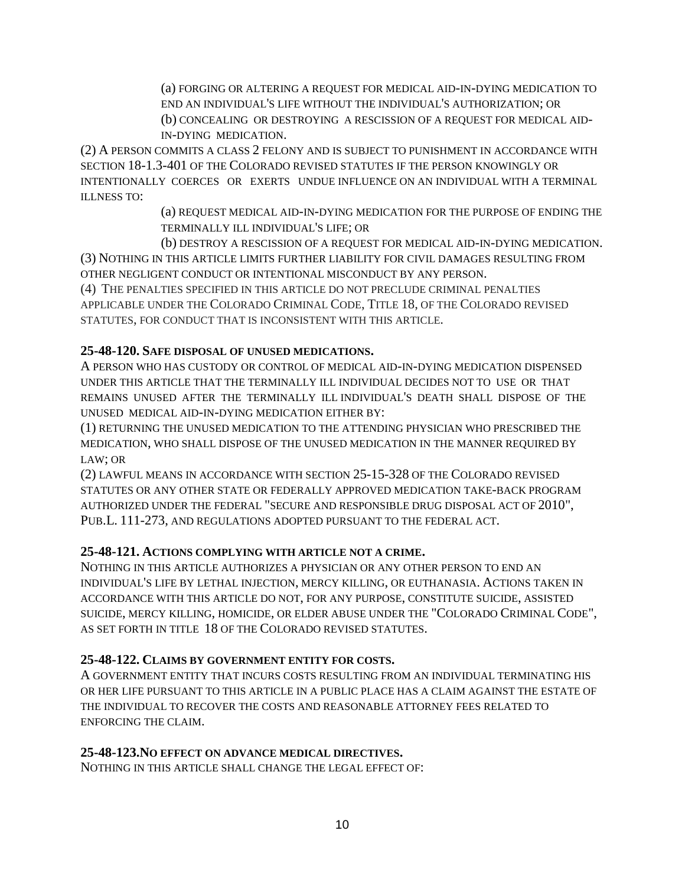(a) FORGING OR ALTERING A REQUEST FOR MEDICAL AID-IN-DYING MEDICATION TO END AN INDIVIDUAL'S LIFE WITHOUT THE INDIVIDUAL'S AUTHORIZATION; OR

(b) CONCEALING OR DESTROYING A RESCISSION OF A REQUEST FOR MEDICAL AID-IN-DYING MEDICATION.

(2) A PERSON COMMITS A CLASS 2 FELONY AND IS SUBJECT TO PUNISHMENT IN ACCORDANCE WITH SECTION 18-1.3-401 OF THE COLORADO REVISED STATUTES IF THE PERSON KNOWINGLY OR INTENTIONALLY COERCES OR EXERTS UNDUE INFLUENCE ON AN INDIVIDUAL WITH A TERMINAL ILLNESS TO:

(a) REQUEST MEDICAL AID-IN-DYING MEDICATION FOR THE PURPOSE OF ENDING THE TERMINALLY ILL INDIVIDUAL'S LIFE; OR

(b) DESTROY A RESCISSION OF A REQUEST FOR MEDICAL AID-IN-DYING MEDICATION.

(3) NOTHING IN THIS ARTICLE LIMITS FURTHER LIABILITY FOR CIVIL DAMAGES RESULTING FROM OTHER NEGLIGENT CONDUCT OR INTENTIONAL MISCONDUCT BY ANY PERSON.

(4) THE PENALTIES SPECIFIED IN THIS ARTICLE DO NOT PRECLUDE CRIMINAL PENALTIES APPLICABLE UNDER THE COLORADO CRIMINAL CODE, TITLE 18, OF THE COLORADO REVISED STATUTES, FOR CONDUCT THAT IS INCONSISTENT WITH THIS ARTICLE.

**25-48-120. SAFE DISPOSAL OF UNUSED MEDICATIONS.**

A PERSON WHO HAS CUSTODY OR CONTROL OF MEDICAL AID-IN-DYING MEDICATION DISPENSED UNDER THIS ARTICLE THAT THE TERMINALLY ILL INDIVIDUAL DECIDES NOT TO USE OR THAT REMAINS UNUSED AFTER THE TERMINALLY ILL INDIVIDUAL'S DEATH SHALL DISPOSE OF THE UNUSED MEDICAL AID-IN-DYING MEDICATION EITHER BY:

(1) RETURNING THE UNUSED MEDICATION TO THE ATTENDING PHYSICIAN WHO PRESCRIBED THE MEDICATION, WHO SHALL DISPOSE OF THE UNUSED MEDICATION IN THE MANNER REQUIRED BY LAW; OR

(2) LAWFUL MEANS IN ACCORDANCE WITH SECTION 25-15-328 OF THE COLORADO REVISED STATUTES OR ANY OTHER STATE OR FEDERALLY APPROVED MEDICATION TAKE-BACK PROGRAM AUTHORIZED UNDER THE FEDERAL "SECURE AND RESPONSIBLE DRUG DISPOSAL ACT OF 2010", PUB.L. 111-273, AND REGULATIONS ADOPTED PURSUANT TO THE FEDERAL ACT.

**25-48-121. ACTIONS COMPLYING WITH ARTICLE NOT A CRIME.**

NOTHING IN THIS ARTICLE AUTHORIZES A PHYSICIAN OR ANY OTHER PERSON TO END AN INDIVIDUAL'S LIFE BY LETHAL INJECTION, MERCY KILLING, OR EUTHANASIA. ACTIONS TAKEN IN ACCORDANCE WITH THIS ARTICLE DO NOT, FOR ANY PURPOSE, CONSTITUTE SUICIDE, ASSISTED SUICIDE, MERCY KILLING, HOMICIDE, OR ELDER ABUSE UNDER THE "COLORADO CRIMINAL CODE", AS SET FORTH IN TITLE 18 OF THE COLORADO REVISED STATUTES.

**25-48-122. CLAIMS BY GOVERNMENT ENTITY FOR COSTS.**

A GOVERNMENT ENTITY THAT INCURS COSTS RESULTING FROM AN INDIVIDUAL TERMINATING HIS OR HER LIFE PURSUANT TO THIS ARTICLE IN A PUBLIC PLACE HAS A CLAIM AGAINST THE ESTATE OF THE INDIVIDUAL TO RECOVER THE COSTS AND REASONABLE ATTORNEY FEES RELATED TO ENFORCING THE CLAIM.

**25-48-123. NO EFFECT ON ADVANCE MEDICAL DIRECTIVES.**

NOTHING IN THIS ARTICLE SHALL CHANGE THE LEGAL EFFECT OF: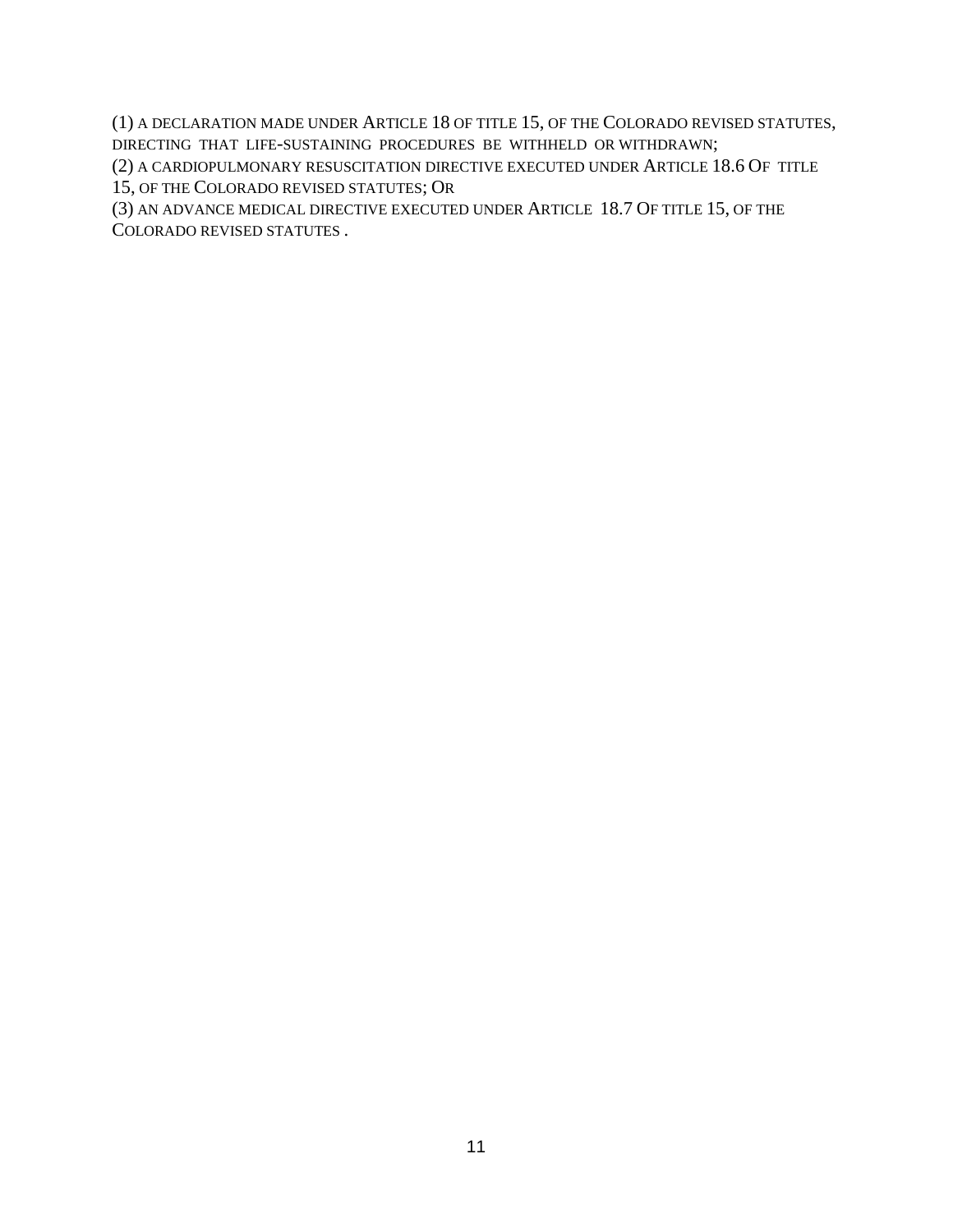(1) A DECLARATION MADE UNDER ARTICLE 18 OF TITLE 15, OF THE COLORADO REVISED STATUTES, DIRECTING THAT LIFE-SUSTAINING PROCEDURES BE WITHHELD OR WITHDRAWN;
(2) A CARDIOPULMONARY RESUSCITATION DIRECTIVE EXECUTED UNDER ARTICLE 18.6 OF TITLE 15, OF THE COLORADO REVISED STATUTES; OR
(3) AN ADVANCE MEDICAL DIRECTIVE EXECUTED UNDER ARTICLE 18.7 OF TITLE 15, OF THE COLORADO REVISED STATUTES .